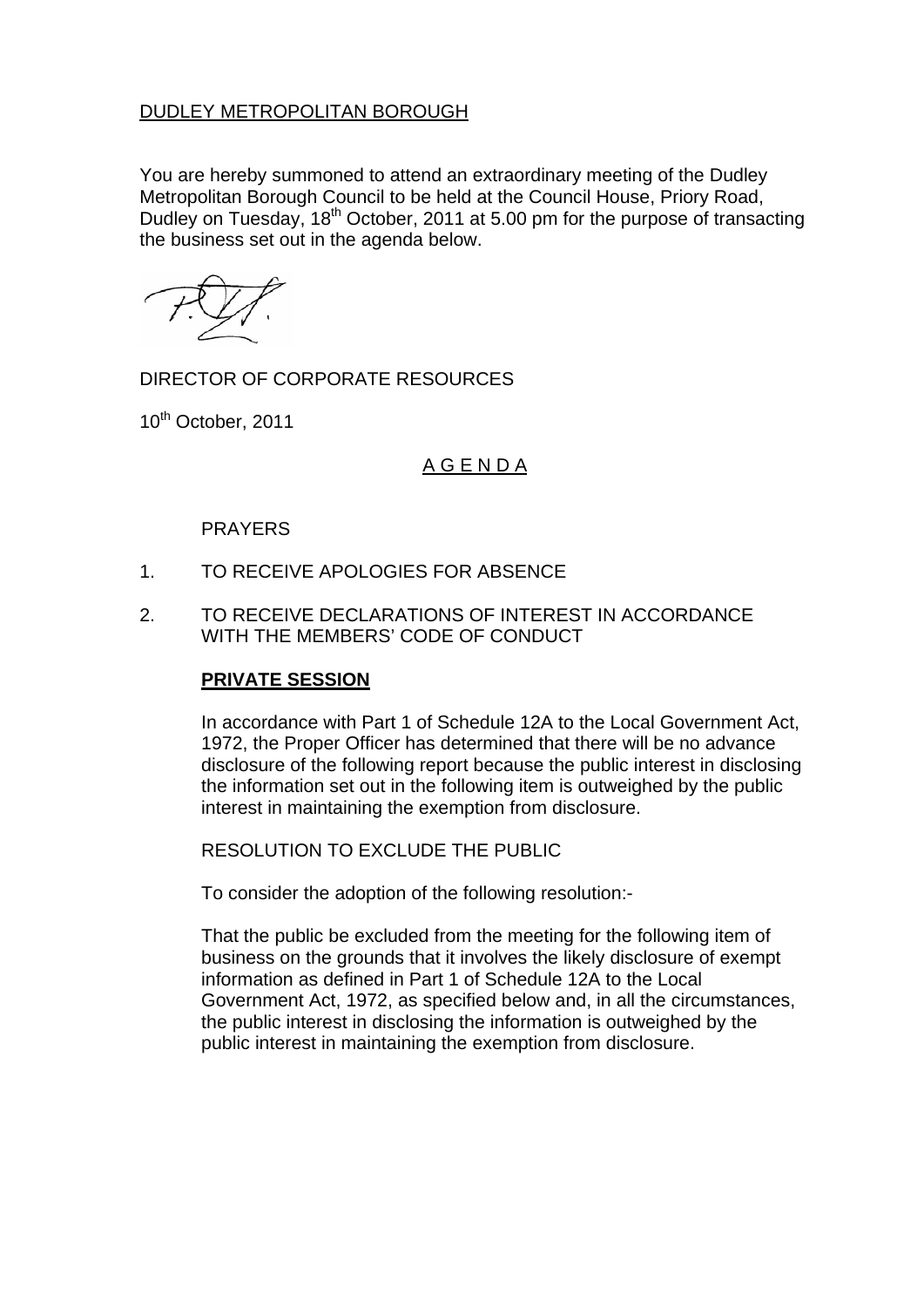<u>DUDLEY METROPOLITAN BOROUGH</u>

You are hereby summoned to attend an extraordinary meeting of the Dudley Metropolitan Borough Council to be held at the Council House, Priory Road, Dudley on Tuesday, 18th October, 2011 at 5.00 pm for the purpose of transacting the business set out in the agenda below.

DIRECTOR OF CORPORATE RESOURCES

10th October, 2011

<u>A G E N D A</u>

PRAYERS

1. TO RECEIVE APOLOGIES FOR ABSENCE

2. TO RECEIVE DECLARATIONS OF INTEREST IN ACCORDANCE WITH THE MEMBERS' CODE OF CONDUCT

**<u>PRIVATE SESSION</u>**

In accordance with Part 1 of Schedule 12A to the Local Government Act, 1972, the Proper Officer has determined that there will be no advance disclosure of the following report because the public interest in disclosing the information set out in the following item is outweighed by the public interest in maintaining the exemption from disclosure.

RESOLUTION TO EXCLUDE THE PUBLIC

To consider the adoption of the following resolution:-

That the public be excluded from the meeting for the following item of business on the grounds that it involves the likely disclosure of exempt information as defined in Part 1 of Schedule 12A to the Local Government Act, 1972, as specified below and, in all the circumstances, the public interest in disclosing the information is outweighed by the public interest in maintaining the exemption from disclosure.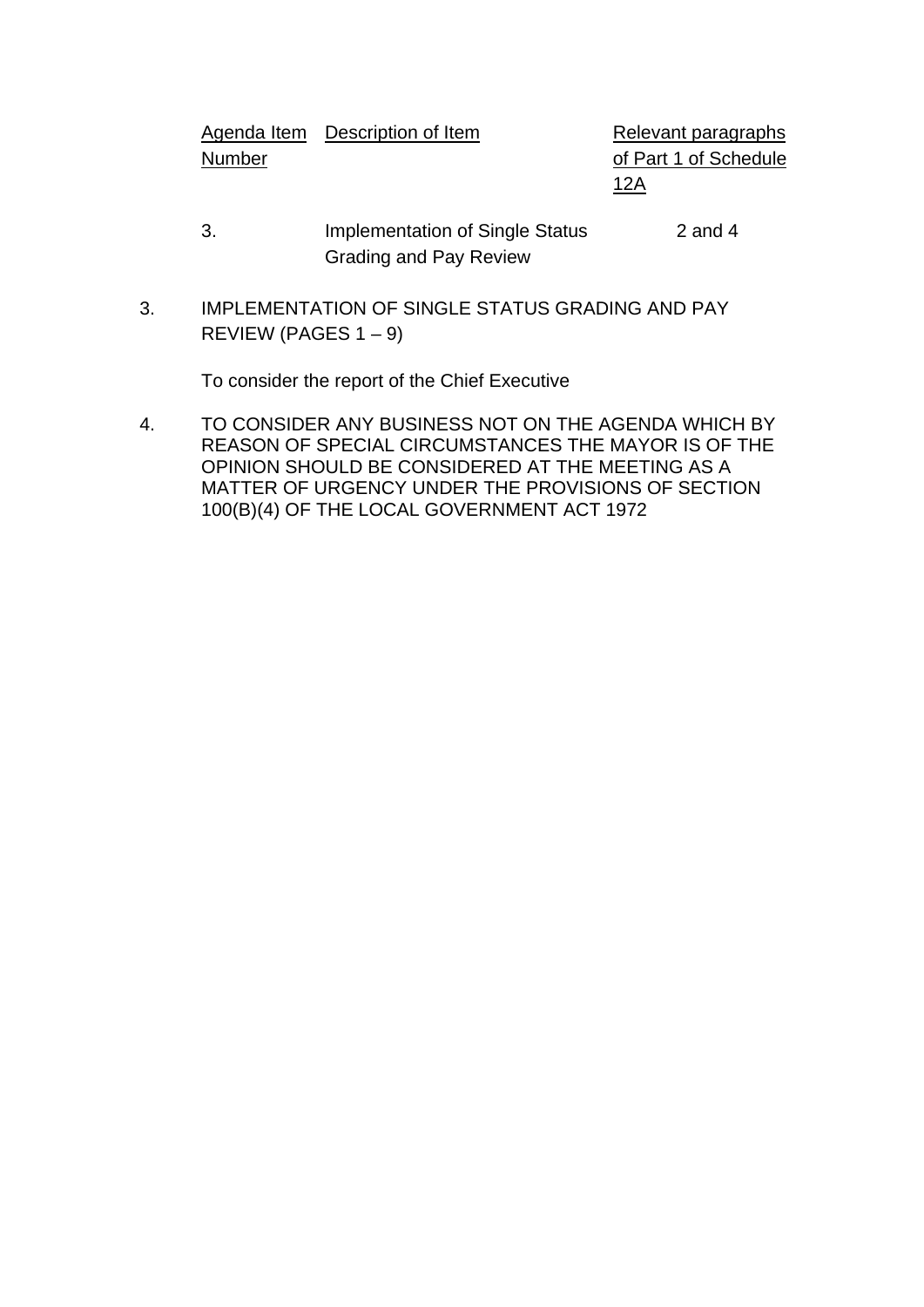| Agenda Item Number | Description of Item | Relevant paragraphs of Part 1 of Schedule 12A |
|---|---|---|
| 3. | Implementation of Single Status Grading and Pay Review | 2 and 4 |

3. IMPLEMENTATION OF SINGLE STATUS GRADING AND PAY REVIEW (PAGES 1 – 9)

   To consider the report of the Chief Executive

4. TO CONSIDER ANY BUSINESS NOT ON THE AGENDA WHICH BY REASON OF SPECIAL CIRCUMSTANCES THE MAYOR IS OF THE OPINION SHOULD BE CONSIDERED AT THE MEETING AS A MATTER OF URGENCY UNDER THE PROVISIONS OF SECTION 100(B)(4) OF THE LOCAL GOVERNMENT ACT 1972